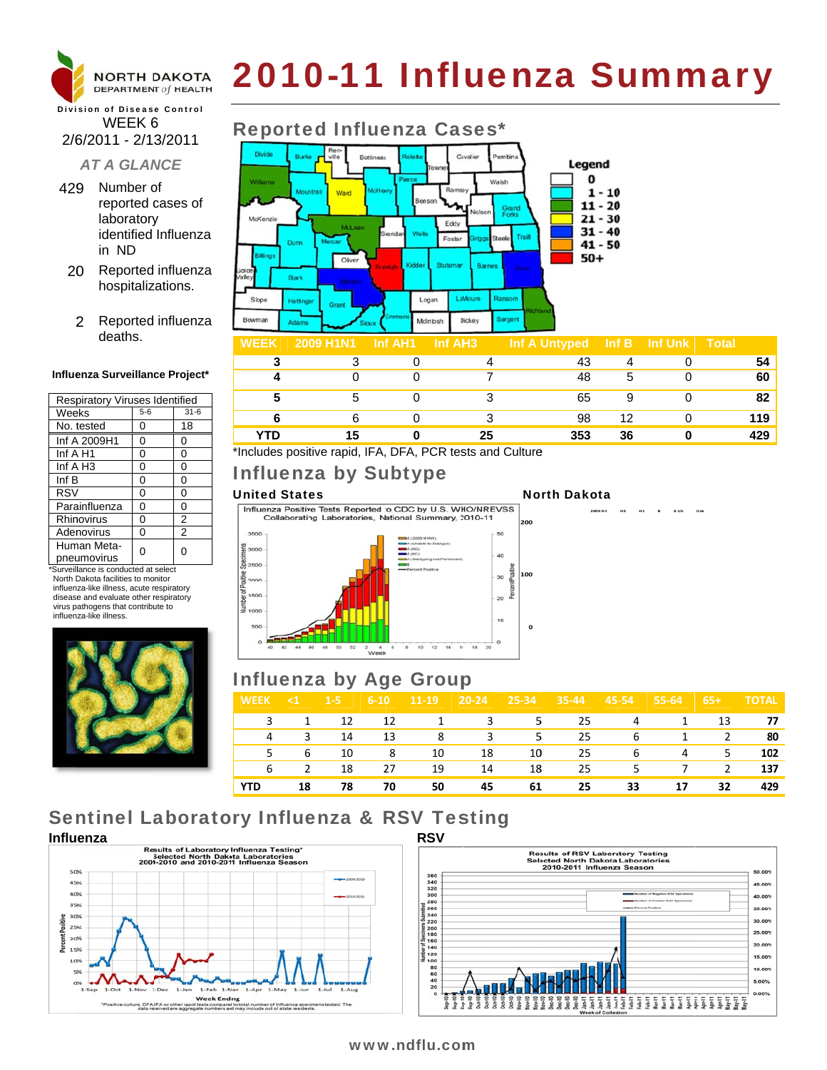# 2010-11 Influenza Summary

NORTH DAKOTA DEPARTMENT of HEALTH

Division of Disease Control

WEEK 6
2/6/2011 - 2/13/2011

*AT A GLANCE*

- 429 Number of reported cases of laboratory identified Influenza in ND
- 20 Reported influenza hospitalizations.
- 2 Reported influenza deaths.

**Influenza Surveillance Project***

| Respiratory Viruses Identified | | |
|---|---|---|
| Weeks | 5-6 | 31-6 |
| No. tested | 0 | 18 |
| Inf A 2009H1 | 0 | 0 |
| Inf A H1 | 0 | 0 |
| Inf A H3 | 0 | 0 |
| Inf B | 0 | 0 |
| RSV | 0 | 0 |
| Parainfluenza | 0 | 0 |
| Rhinovirus | 0 | 2 |
| Adenovirus | 0 | 2 |
| Human Meta-pneumovirus | 0 | 0 |

*Surveillance is conducted at select North Dakota facilities to monitor influenza-like illness, acute respiratory disease and evaluate other respiratory virus pathogens that contribute to influenza-like illness.

## Reported Influenza Cases*

Legend: 0; 1 - 10; 11 - 20; 21 - 30; 31 - 40; 41 - 50; 50+

| WEEK | 2009 H1N1 | Inf AH1 | Inf AH3 | Inf A Untyped | Inf B | Inf Unk | Total |
|---|---|---|---|---|---|---|---|
| 3 | 3 | 0 | 4 | 43 | 4 | 0 | 54 |
| 4 | 0 | 0 | 7 | 48 | 5 | 0 | 60 |
| 5 | 5 | 0 | 3 | 65 | 9 | 0 | 82 |
| 6 | 6 | 0 | 3 | 98 | 12 | 0 | 119 |
| YTD | 15 | 0 | 25 | 353 | 36 | 0 | 429 |

*Includes positive rapid, IFA, DFA, PCR tests and Culture

## Influenza by Subtype

**United States**

Influenza Positive Tests Reported to CDC by U.S. WHO/NREVSS Collaborating Laboratories, National Summary, 2010-11

**North Dakota**

## Influenza by Age Group

| WEEK | <1 | 1-5 | 6-10 | 11-19 | 20-24 | 25-34 | 35-44 | 45-54 | 55-64 | 65+ | TOTAL |
|---|---|---|---|---|---|---|---|---|---|---|---|
| 3 | 1 | 12 | 12 | 1 | 3 | 5 | 25 | 4 | 1 | 13 | 77 |
| 4 | 3 | 14 | 13 | 8 | 3 | 5 | 25 | 6 | 1 | 2 | 80 |
| 5 | 6 | 10 | 8 | 10 | 18 | 10 | 25 | 6 | 4 | 5 | 102 |
| 6 | 2 | 18 | 27 | 19 | 14 | 18 | 25 | 5 | 7 | 2 | 137 |
| YTD | 18 | 78 | 70 | 50 | 45 | 61 | 25 | 33 | 17 | 32 | 429 |

## Sentinel Laboratory Influenza & RSV Testing

**Influenza**

Results of Laboratory Influenza Testing* Selected North Dakota Laboratories 2009-2010 and 2010-2011 Influenza Season

*Positive culture, DFA,IFA or other rapid tests compared to total number of Influenza specimens tested. The data received are aggregate numbers and may include out of state residents.

**RSV**

Results of RSV Laboratory Testing Selected North Dakota Laboratories 2010-2011 Influenza Season

www.ndflu.com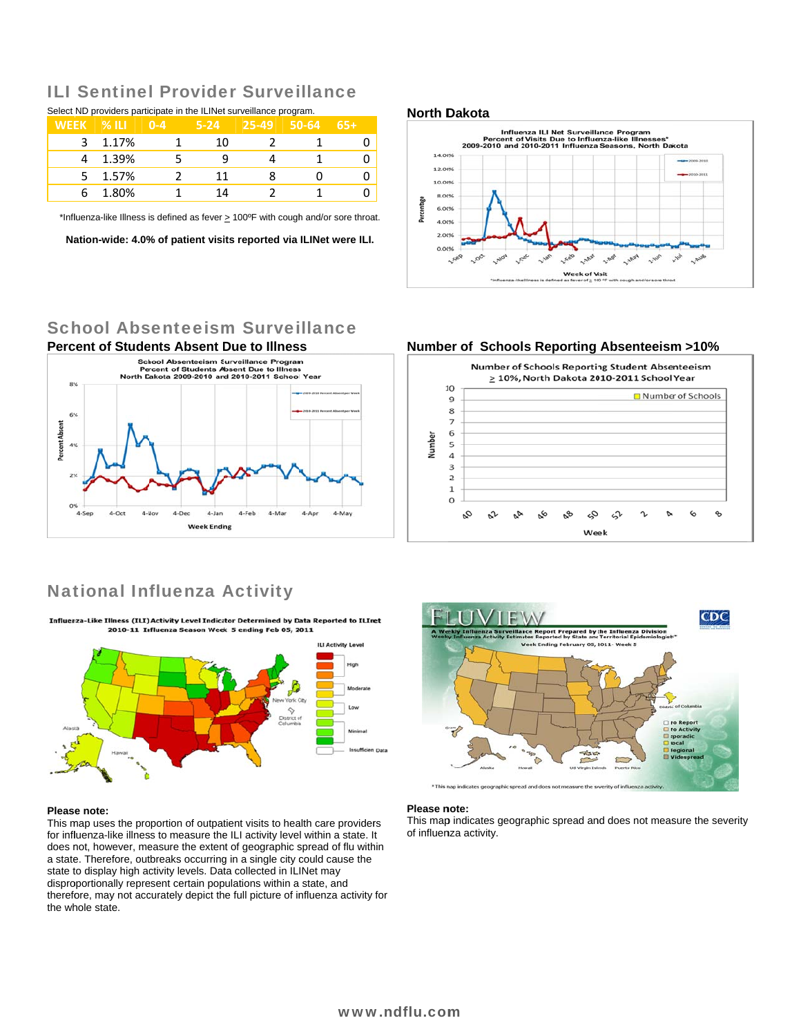## ILI Sentinel Provider Surveillance

Select ND providers participate in the ILINet surveillance program.

| WEEK | % ILI | 0-4 | 5-24 | 25-49 | 50-64 | 65+ |
|---|---|---|---|---|---|---|
| 3 | 1.17% | 1 | 10 | 2 | 1 | 0 |
| 4 | 1.39% | 5 | 9 | 4 | 1 | 0 |
| 5 | 1.57% | 2 | 11 | 8 | 0 | 0 |
| 6 | 1.80% | 1 | 14 | 2 | 1 | 0 |

*Influenza-like Illness is defined as fever $\geq$ 100ºF with cough and/or sore throat.

**Nation-wide: 4.0% of patient visits reported via ILINet were ILI.**

### North Dakota

Influenza ILI Net Surveillance Program
Percent of Visits Due to Influenza-like Illnesses*
2009-2010 and 2010-2011 Influenza Seasons, North Dakota

14.00%
12.00%
10.00%
8.00%
6.00%
4.00%
2.00%
0.00%

Percentage

1-Sep 1-Oct 1-Nov 1-Dec 1-Jan 1-Feb 1-Mar 1-Apr 1-May 1-Jun 1-Jul 1-Aug

Week of Visit

2009-2010
2010-2011

*Influenza-like illness is defined as fever of $\geq$ 100 °F with cough and/or sore throat

## School Absenteeism Surveillance

### Percent of Students Absent Due to Illness

School Absenteeism Surveillance Program
Percent of Students Absent Due to Illness
North Dakota 2009-2010 and 2010-2011 School Year

8%
6%
4%
2%
0%

Percent Absent

4-Sep 4-Oct 4-Nov 4-Dec 4-Jan 4-Feb 4-Mar 4-Apr 4-May

Week Ending

2009-2010 Percent Absent per Week
2010-2011 Percent Absent per Week

### Number of Schools Reporting Absenteeism >10%

Number of Schools Reporting Student Absenteeism $\geq$ 10%, North Dakota 2010-2011 School Year

10
9
8
7
6
5
4
3
2
1
0

Number

Number of Schools

40 42 44 46 48 50 52 2 4 6 8

Week

## National Influenza Activity

Influenza-Like Illness (ILI) Activity Level Indicator Determined by Data Reported to ILINet
2010-11 Influenza Season Week 5 ending Feb 05, 2011

ILI Activity Level
High
Moderate
Low
Minimal
Insufficient Data

New York City
District of Columbia
Alaska
Hawaii

FLUVIEW
A Weekly Influenza Surveillance Report Prepared by the Influenza Division
Weekly Influenza Activity Estimates Reported by State and Territorial Epidemiologists*
Week Ending February 05, 2011- Week 5

District of Columbia
No Report
No Activity
Sporadic
Local
Regional
Widespread

Guam
Alaska
Hawaii
US Virgin Islands
Puerto Rico

*This map indicates geographic spread and does not measure the severity of influenza activity.

**Please note:**
This map uses the proportion of outpatient visits to health care providers for influenza-like illness to measure the ILI activity level within a state. It does not, however, measure the extent of geographic spread of flu within a state. Therefore, outbreaks occurring in a single city could cause the state to display high activity levels. Data collected in ILINet may disproportionally represent certain populations within a state, and therefore, may not accurately depict the full picture of influenza activity for the whole state.

**Please note:**
This map indicates geographic spread and does not measure the severity of influenza activity.

www.ndflu.com